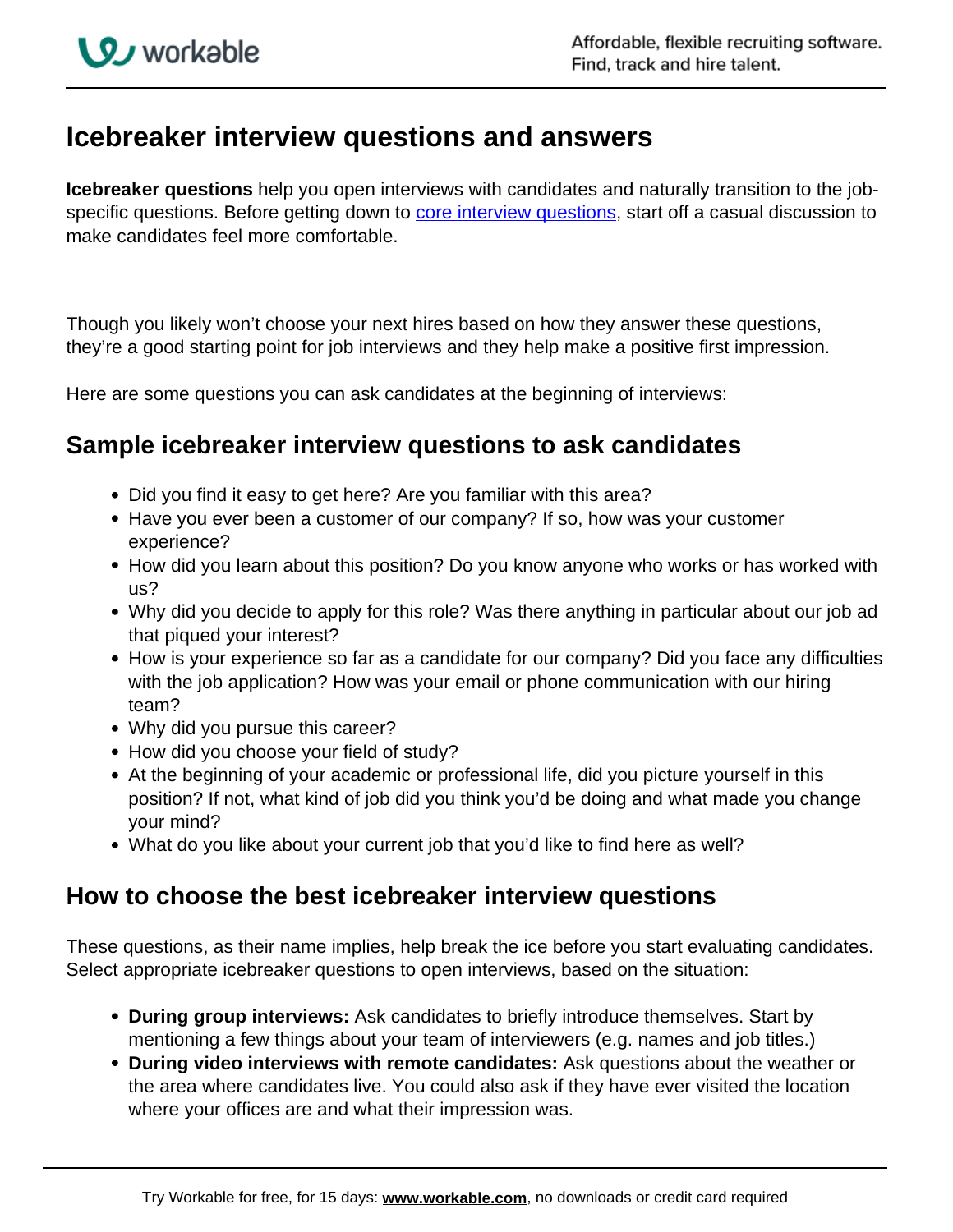# Icebreaker interview questions and answers

**Icebreaker questions** help you open interviews with candidates and naturally transition to the job-specific questions. Before getting down to core interview questions, start off a casual discussion to make candidates feel more comfortable.

Though you likely won't choose your next hires based on how they answer these questions, they're a good starting point for job interviews and they help make a positive first impression.

Here are some questions you can ask candidates at the beginning of interviews:

## Sample icebreaker interview questions to ask candidates

- Did you find it easy to get here? Are you familiar with this area?
- Have you ever been a customer of our company? If so, how was your customer experience?
- How did you learn about this position? Do you know anyone who works or has worked with us?
- Why did you decide to apply for this role? Was there anything in particular about our job ad that piqued your interest?
- How is your experience so far as a candidate for our company? Did you face any difficulties with the job application? How was your email or phone communication with our hiring team?
- Why did you pursue this career?
- How did you choose your field of study?
- At the beginning of your academic or professional life, did you picture yourself in this position? If not, what kind of job did you think you'd be doing and what made you change your mind?
- What do you like about your current job that you'd like to find here as well?

## How to choose the best icebreaker interview questions

These questions, as their name implies, help break the ice before you start evaluating candidates. Select appropriate icebreaker questions to open interviews, based on the situation:

- **During group interviews:** Ask candidates to briefly introduce themselves. Start by mentioning a few things about your team of interviewers (e.g. names and job titles.)
- **During video interviews with remote candidates:** Ask questions about the weather or the area where candidates live. You could also ask if they have ever visited the location where your offices are and what their impression was.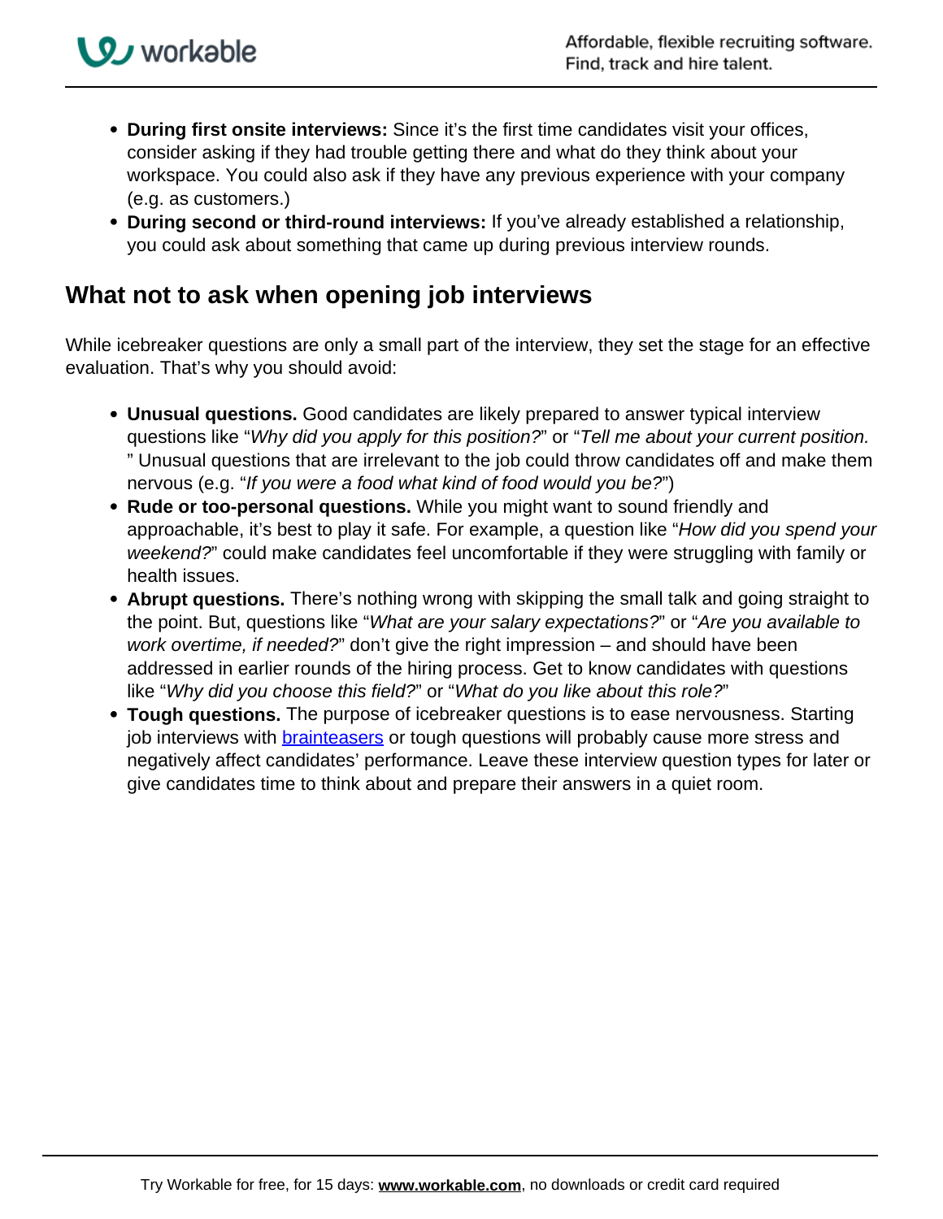- **During first onsite interviews:** Since it's the first time candidates visit your offices, consider asking if they had trouble getting there and what do they think about your workspace. You could also ask if they have any previous experience with your company (e.g. as customers.)
- **During second or third-round interviews:** If you've already established a relationship, you could ask about something that came up during previous interview rounds.

## What not to ask when opening job interviews

While icebreaker questions are only a small part of the interview, they set the stage for an effective evaluation. That's why you should avoid:

- **Unusual questions.** Good candidates are likely prepared to answer typical interview questions like "*Why did you apply for this position?*" or "*Tell me about your current position.*" Unusual questions that are irrelevant to the job could throw candidates off and make them nervous (e.g. "*If you were a food what kind of food would you be?*")
- **Rude or too-personal questions.** While you might want to sound friendly and approachable, it's best to play it safe. For example, a question like "*How did you spend your weekend?*" could make candidates feel uncomfortable if they were struggling with family or health issues.
- **Abrupt questions.** There's nothing wrong with skipping the small talk and going straight to the point. But, questions like "*What are your salary expectations?*" or "*Are you available to work overtime, if needed?*" don't give the right impression – and should have been addressed in earlier rounds of the hiring process. Get to know candidates with questions like "*Why did you choose this field?*" or "*What do you like about this role?*"
- **Tough questions.** The purpose of icebreaker questions is to ease nervousness. Starting job interviews with brainteasers or tough questions will probably cause more stress and negatively affect candidates' performance. Leave these interview question types for later or give candidates time to think about and prepare their answers in a quiet room.